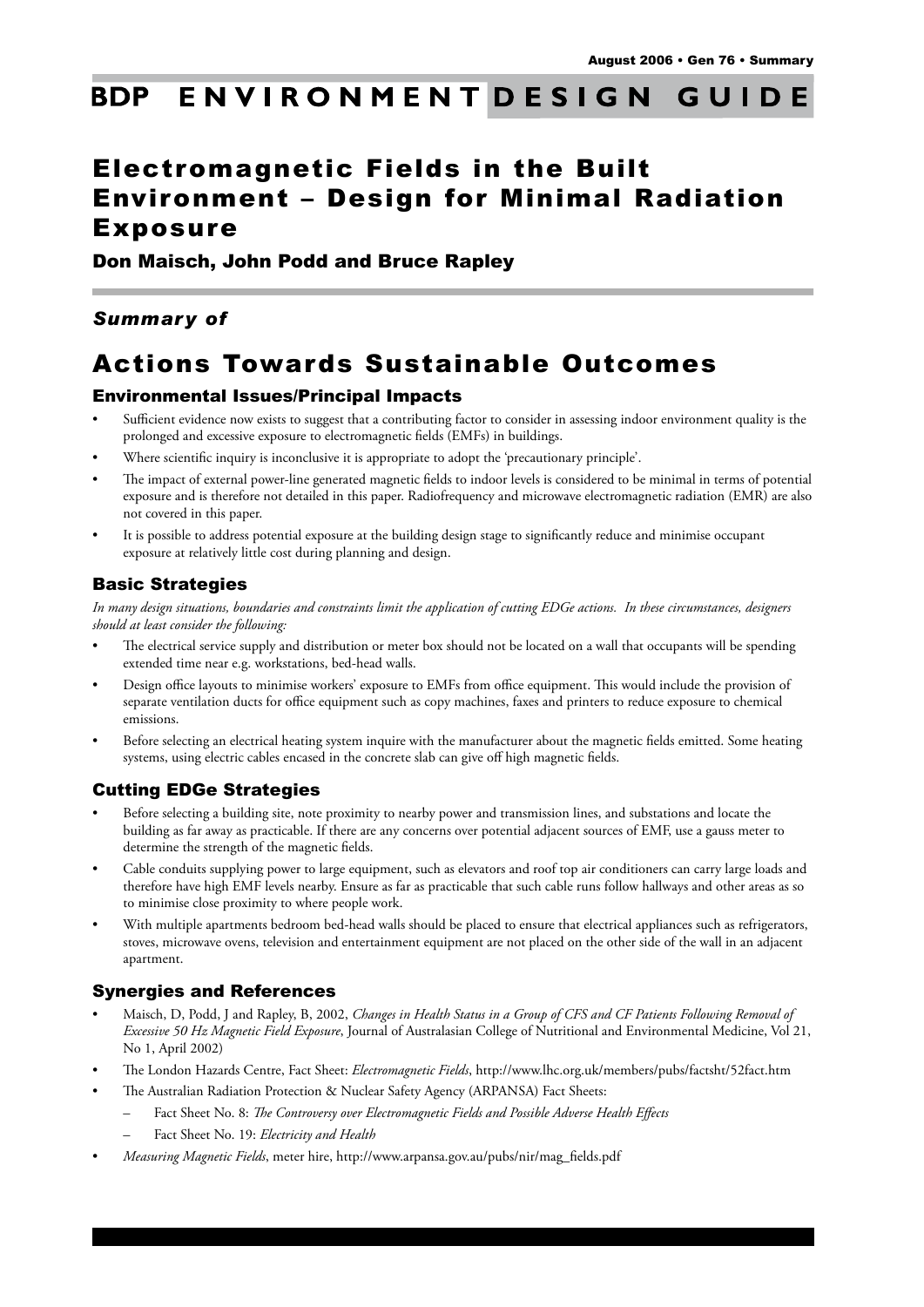August 2006 • Gen 76 • Summary

# BDP ENVIRONMENT DESIGN GUIDE

# Electromagnetic Fields in the Built Environment – Design for Minimal Radiation Exposure

**Don Maisch, John Podd and Bruce Rapley**

***Summary of***

# Actions Towards Sustainable Outcomes

### Environmental Issues/Principal Impacts

- Sufficient evidence now exists to suggest that a contributing factor to consider in assessing indoor environment quality is the prolonged and excessive exposure to electromagnetic fields (EMFs) in buildings.
- Where scientific inquiry is inconclusive it is appropriate to adopt the 'precautionary principle'.
- The impact of external power-line generated magnetic fields to indoor levels is considered to be minimal in terms of potential exposure and is therefore not detailed in this paper. Radiofrequency and microwave electromagnetic radiation (EMR) are also not covered in this paper.
- It is possible to address potential exposure at the building design stage to significantly reduce and minimise occupant exposure at relatively little cost during planning and design.

### Basic Strategies

*In many design situations, boundaries and constraints limit the application of cutting EDGe actions. In these circumstances, designers should at least consider the following:*

- The electrical service supply and distribution or meter box should not be located on a wall that occupants will be spending extended time near e.g. workstations, bed-head walls.
- Design office layouts to minimise workers' exposure to EMFs from office equipment. This would include the provision of separate ventilation ducts for office equipment such as copy machines, faxes and printers to reduce exposure to chemical emissions.
- Before selecting an electrical heating system inquire with the manufacturer about the magnetic fields emitted. Some heating systems, using electric cables encased in the concrete slab can give off high magnetic fields.

### Cutting EDGe Strategies

- Before selecting a building site, note proximity to nearby power and transmission lines, and substations and locate the building as far away as practicable. If there are any concerns over potential adjacent sources of EMF, use a gauss meter to determine the strength of the magnetic fields.
- Cable conduits supplying power to large equipment, such as elevators and roof top air conditioners can carry large loads and therefore have high EMF levels nearby. Ensure as far as practicable that such cable runs follow hallways and other areas as so to minimise close proximity to where people work.
- With multiple apartments bedroom bed-head walls should be placed to ensure that electrical appliances such as refrigerators, stoves, microwave ovens, television and entertainment equipment are not placed on the other side of the wall in an adjacent apartment.

### Synergies and References

- Maisch, D, Podd, J and Rapley, B, 2002, *Changes in Health Status in a Group of CFS and CF Patients Following Removal of Excessive 50 Hz Magnetic Field Exposure*, Journal of Australasian College of Nutritional and Environmental Medicine, Vol 21, No 1, April 2002)
- The London Hazards Centre, Fact Sheet: *Electromagnetic Fields*, http://www.lhc.org.uk/members/pubs/factsht/52fact.htm
- The Australian Radiation Protection & Nuclear Safety Agency (ARPANSA) Fact Sheets:
  - Fact Sheet No. 8: *The Controversy over Electromagnetic Fields and Possible Adverse Health Effects*
  - Fact Sheet No. 19: *Electricity and Health*
- *Measuring Magnetic Fields*, meter hire, http://www.arpansa.gov.au/pubs/nir/mag_fields.pdf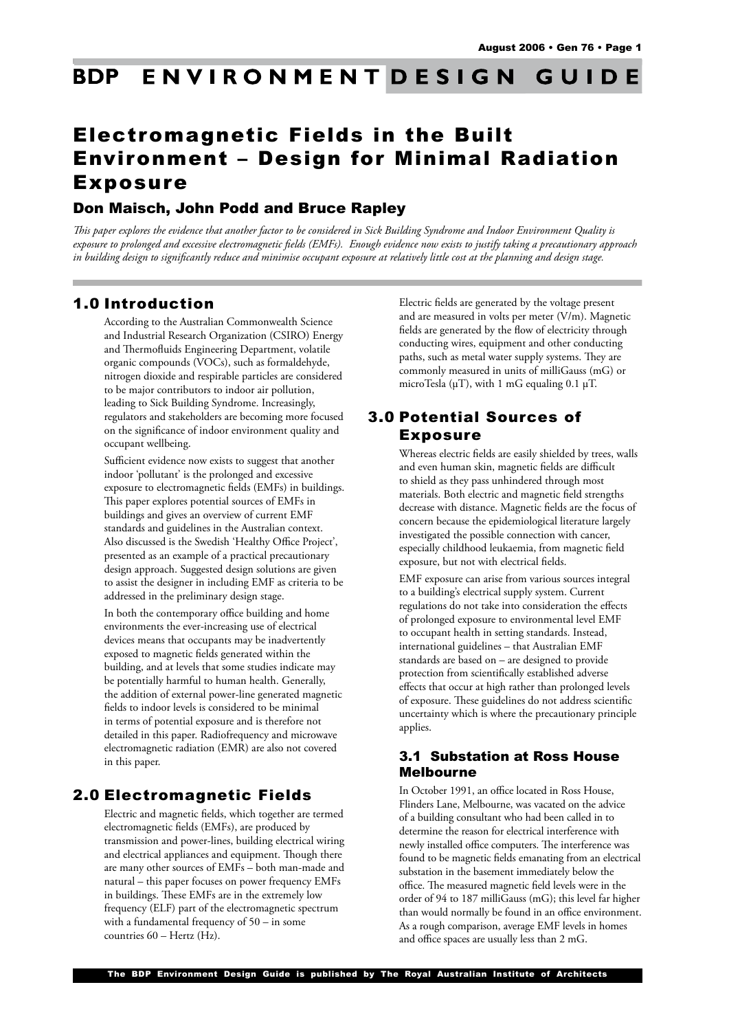# Electromagnetic Fields in the Built Environment – Design for Minimal Radiation Exposure

## Don Maisch, John Podd and Bruce Rapley

*This paper explores the evidence that another factor to be considered in Sick Building Syndrome and Indoor Environment Quality is exposure to prolonged and excessive electromagnetic fields (EMFs). Enough evidence now exists to justify taking a precautionary approach in building design to significantly reduce and minimise occupant exposure at relatively little cost at the planning and design stage.*

## 1.0 Introduction

According to the Australian Commonwealth Science and Industrial Research Organization (CSIRO) Energy and Thermofluids Engineering Department, volatile organic compounds (VOCs), such as formaldehyde, nitrogen dioxide and respirable particles are considered to be major contributors to indoor air pollution, leading to Sick Building Syndrome. Increasingly, regulators and stakeholders are becoming more focused on the significance of indoor environment quality and occupant wellbeing.

Sufficient evidence now exists to suggest that another indoor 'pollutant' is the prolonged and excessive exposure to electromagnetic fields (EMFs) in buildings. This paper explores potential sources of EMFs in buildings and gives an overview of current EMF standards and guidelines in the Australian context. Also discussed is the Swedish 'Healthy Office Project', presented as an example of a practical precautionary design approach. Suggested design solutions are given to assist the designer in including EMF as criteria to be addressed in the preliminary design stage.

In both the contemporary office building and home environments the ever-increasing use of electrical devices means that occupants may be inadvertently exposed to magnetic fields generated within the building, and at levels that some studies indicate may be potentially harmful to human health. Generally, the addition of external power-line generated magnetic fields to indoor levels is considered to be minimal in terms of potential exposure and is therefore not detailed in this paper. Radiofrequency and microwave electromagnetic radiation (EMR) are also not covered in this paper.

## 2.0 Electromagnetic Fields

Electric and magnetic fields, which together are termed electromagnetic fields (EMFs), are produced by transmission and power-lines, building electrical wiring and electrical appliances and equipment. Though there are many other sources of EMFs – both man-made and natural – this paper focuses on power frequency EMFs in buildings. These EMFs are in the extremely low frequency (ELF) part of the electromagnetic spectrum with a fundamental frequency of 50 – in some countries 60 – Hertz (Hz).

Electric fields are generated by the voltage present and are measured in volts per meter (V/m). Magnetic fields are generated by the flow of electricity through conducting wires, equipment and other conducting paths, such as metal water supply systems. They are commonly measured in units of milliGauss (mG) or microTesla (μT), with 1 mG equaling 0.1 μT.

## 3.0 Potential Sources of Exposure

Whereas electric fields are easily shielded by trees, walls and even human skin, magnetic fields are difficult to shield as they pass unhindered through most materials. Both electric and magnetic field strengths decrease with distance. Magnetic fields are the focus of concern because the epidemiological literature largely investigated the possible connection with cancer, especially childhood leukaemia, from magnetic field exposure, but not with electrical fields.

EMF exposure can arise from various sources integral to a building's electrical supply system. Current regulations do not take into consideration the effects of prolonged exposure to environmental level EMF to occupant health in setting standards. Instead, international guidelines – that Australian EMF standards are based on – are designed to provide protection from scientifically established adverse effects that occur at high rather than prolonged levels of exposure. These guidelines do not address scientific uncertainty which is where the precautionary principle applies.

### 3.1 Substation at Ross House Melbourne

In October 1991, an office located in Ross House, Flinders Lane, Melbourne, was vacated on the advice of a building consultant who had been called in to determine the reason for electrical interference with newly installed office computers. The interference was found to be magnetic fields emanating from an electrical substation in the basement immediately below the office. The measured magnetic field levels were in the order of 94 to 187 milliGauss (mG); this level far higher than would normally be found in an office environment. As a rough comparison, average EMF levels in homes and office spaces are usually less than 2 mG.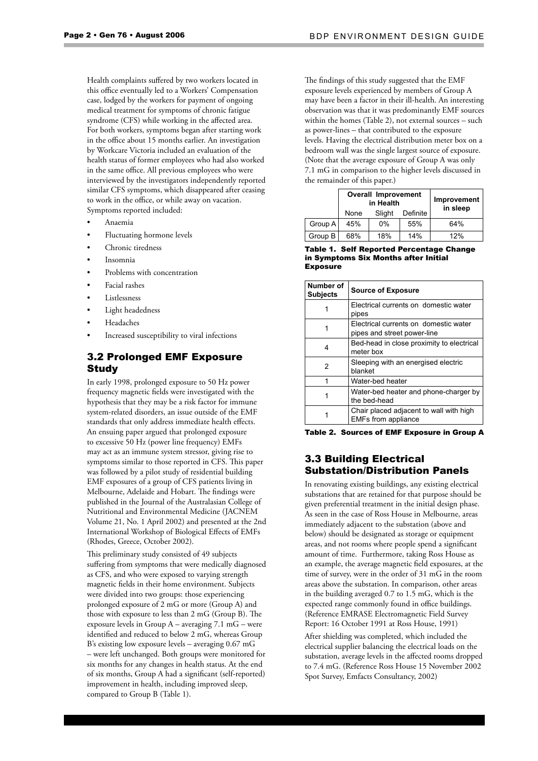Health complaints suffered by two workers located in this office eventually led to a Workers' Compensation case, lodged by the workers for payment of ongoing medical treatment for symptoms of chronic fatigue syndrome (CFS) while working in the affected area. For both workers, symptoms began after starting work in the office about 15 months earlier. An investigation by Workcare Victoria included an evaluation of the health status of former employees who had also worked in the same office. All previous employees who were interviewed by the investigators independently reported similar CFS symptoms, which disappeared after ceasing to work in the office, or while away on vacation. Symptoms reported included:

- Anaemia
- Fluctuating hormone levels
- Chronic tiredness
- Insomnia
- Problems with concentration
- Facial rashes
- Listlessness
- Light headedness
- Headaches
- Increased susceptibility to viral infections

## 3.2 Prolonged EMF Exposure Study

In early 1998, prolonged exposure to 50 Hz power frequency magnetic fields were investigated with the hypothesis that they may be a risk factor for immune system-related disorders, an issue outside of the EMF standards that only address immediate health effects. An ensuing paper argued that prolonged exposure to excessive 50 Hz (power line frequency) EMFs may act as an immune system stressor, giving rise to symptoms similar to those reported in CFS. This paper was followed by a pilot study of residential building EMF exposures of a group of CFS patients living in Melbourne, Adelaide and Hobart. The findings were published in the Journal of the Australasian College of Nutritional and Environmental Medicine (JACNEM Volume 21, No. 1 April 2002) and presented at the 2nd International Workshop of Biological Effects of EMFs (Rhodes, Greece, October 2002).

This preliminary study consisted of 49 subjects suffering from symptoms that were medically diagnosed as CFS, and who were exposed to varying strength magnetic fields in their home environment. Subjects were divided into two groups: those experiencing prolonged exposure of 2 mG or more (Group A) and those with exposure to less than 2 mG (Group B). The exposure levels in Group A – averaging 7.1 mG – were identified and reduced to below 2 mG, whereas Group B's existing low exposure levels – averaging 0.67 mG – were left unchanged. Both groups were monitored for six months for any changes in health status. At the end of six months, Group A had a significant (self-reported) improvement in health, including improved sleep, compared to Group B (Table 1).

The findings of this study suggested that the EMF exposure levels experienced by members of Group A may have been a factor in their ill-health. An interesting observation was that it was predominantly EMF sources within the homes (Table 2), not external sources – such as power-lines – that contributed to the exposure levels. Having the electrical distribution meter box on a bedroom wall was the single largest source of exposure. (Note that the average exposure of Group A was only 7.1 mG in comparison to the higher levels discussed in the remainder of this paper.)

| | Overall Improvement in Health | | | Improvement in sleep |
|---|---|---|---|---|
| | None | Slight | Definite | |
| Group A | 45% | 0% | 55% | 64% |
| Group B | 68% | 18% | 14% | 12% |

**Table 1. Self Reported Percentage Change in Symptoms Six Months after Initial Exposure**

| Number of Subjects | Source of Exposure |
|---|---|
| 1 | Electrical currents on domestic water pipes |
| 1 | Electrical currents on domestic water pipes and street power-line |
| 4 | Bed-head in close proximity to electrical meter box |
| 2 | Sleeping with an energised electric blanket |
| 1 | Water-bed heater |
| 1 | Water-bed heater and phone-charger by the bed-head |
| 1 | Chair placed adjacent to wall with high EMFs from appliance |

**Table 2. Sources of EMF Exposure in Group A**

## 3.3 Building Electrical Substation/Distribution Panels

In renovating existing buildings, any existing electrical substations that are retained for that purpose should be given preferential treatment in the initial design phase. As seen in the case of Ross House in Melbourne, areas immediately adjacent to the substation (above and below) should be designated as storage or equipment areas, and not rooms where people spend a significant amount of time. Furthermore, taking Ross House as an example, the average magnetic field exposures, at the time of survey, were in the order of 31 mG in the room areas above the substation. In comparison, other areas in the building averaged 0.7 to 1.5 mG, which is the expected range commonly found in office buildings. (Reference EMRASE Electromagnetic Field Survey Report: 16 October 1991 at Ross House, 1991)

After shielding was completed, which included the electrical supplier balancing the electrical loads on the substation, average levels in the affected rooms dropped to 7.4 mG. (Reference Ross House 15 November 2002 Spot Survey, Emfacts Consultancy, 2002)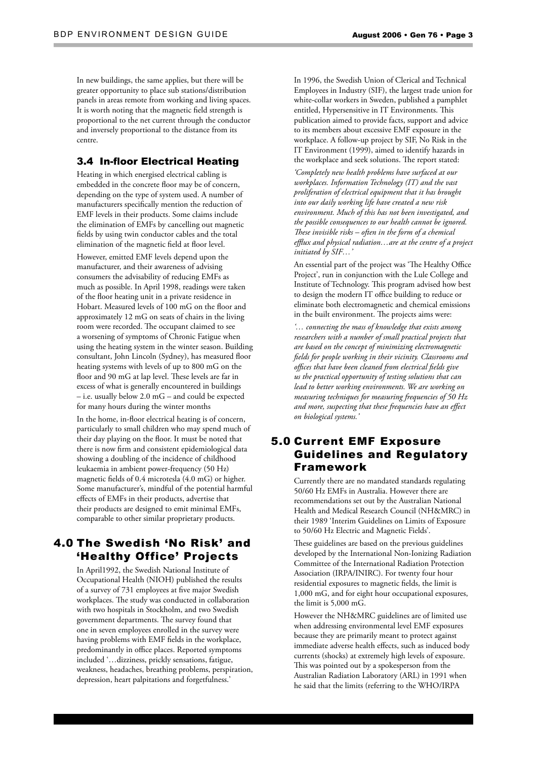In new buildings, the same applies, but there will be greater opportunity to place sub stations/distribution panels in areas remote from working and living spaces. It is worth noting that the magnetic field strength is proportional to the net current through the conductor and inversely proportional to the distance from its centre.

### 3.4 In-floor Electrical Heating

Heating in which energised electrical cabling is embedded in the concrete floor may be of concern, depending on the type of system used. A number of manufacturers specifically mention the reduction of EMF levels in their products. Some claims include the elimination of EMFs by cancelling out magnetic fields by using twin conductor cables and the total elimination of the magnetic field at floor level.

However, emitted EMF levels depend upon the manufacturer, and their awareness of advising consumers the advisability of reducing EMFs as much as possible. In April 1998, readings were taken of the floor heating unit in a private residence in Hobart. Measured levels of 100 mG on the floor and approximately 12 mG on seats of chairs in the living room were recorded. The occupant claimed to see a worsening of symptoms of Chronic Fatigue when using the heating system in the winter season. Building consultant, John Lincoln (Sydney), has measured floor heating systems with levels of up to 800 mG on the floor and 90 mG at lap level. These levels are far in excess of what is generally encountered in buildings – i.e. usually below 2.0 mG – and could be expected for many hours during the winter months

In the home, in-floor electrical heating is of concern, particularly to small children who may spend much of their day playing on the floor. It must be noted that there is now firm and consistent epidemiological data showing a doubling of the incidence of childhood leukaemia in ambient power-frequency (50 Hz) magnetic fields of 0.4 microtesla (4.0 mG) or higher. Some manufacturer's, mindful of the potential harmful effects of EMFs in their products, advertise that their products are designed to emit minimal EMFs, comparable to other similar proprietary products.

## 4.0 The Swedish 'No Risk' and 'Healthy Office' Projects

In April1992, the Swedish National Institute of Occupational Health (NIOH) published the results of a survey of 731 employees at five major Swedish workplaces. The study was conducted in collaboration with two hospitals in Stockholm, and two Swedish government departments. The survey found that one in seven employees enrolled in the survey were having problems with EMF fields in the workplace, predominantly in office places. Reported symptoms included '…dizziness, prickly sensations, fatigue, weakness, headaches, breathing problems, perspiration, depression, heart palpitations and forgetfulness.'

In 1996, the Swedish Union of Clerical and Technical Employees in Industry (SIF), the largest trade union for white-collar workers in Sweden, published a pamphlet entitled, Hypersensitive in IT Environments. This publication aimed to provide facts, support and advice to its members about excessive EMF exposure in the workplace. A follow-up project by SIF, No Risk in the IT Environment (1999), aimed to identify hazards in the workplace and seek solutions. The report stated:

*'Completely new health problems have surfaced at our workplaces. Information Technology (IT) and the vast proliferation of electrical equipment that it has brought into our daily working life have created a new risk environment. Much of this has not been investigated, and the possible consequences to our health cannot be ignored. These invisible risks – often in the form of a chemical efflux and physical radiation…are at the centre of a project initiated by SIF…'*

An essential part of the project was 'The Healthy Office Project', run in conjunction with the Lule College and Institute of Technology. This program advised how best to design the modern IT office building to reduce or eliminate both electromagnetic and chemical emissions in the built environment. The projects aims were:

*'… connecting the mass of knowledge that exists among researchers with a number of small practical projects that are based on the concept of minimizing electromagnetic fields for people working in their vicinity. Classrooms and offices that have been cleaned from electrical fields give us the practical opportunity of testing solutions that can lead to better working environments. We are working on measuring techniques for measuring frequencies of 50 Hz and more, suspecting that these frequencies have an effect on biological systems.'*

## 5.0 Current EMF Exposure Guidelines and Regulatory Framework

Currently there are no mandated standards regulating 50/60 Hz EMFs in Australia. However there are recommendations set out by the Australian National Health and Medical Research Council (NH&MRC) in their 1989 'Interim Guidelines on Limits of Exposure to 50/60 Hz Electric and Magnetic Fields'.

These guidelines are based on the previous guidelines developed by the International Non-Ionizing Radiation Committee of the International Radiation Protection Association (IRPA/INIRC). For twenty four hour residential exposures to magnetic fields, the limit is 1,000 mG, and for eight hour occupational exposures, the limit is 5,000 mG.

However the NH&MRC guidelines are of limited use when addressing environmental level EMF exposures because they are primarily meant to protect against immediate adverse health effects, such as induced body currents (shocks) at extremely high levels of exposure. This was pointed out by a spokesperson from the Australian Radiation Laboratory (ARL) in 1991 when he said that the limits (referring to the WHO/IRPA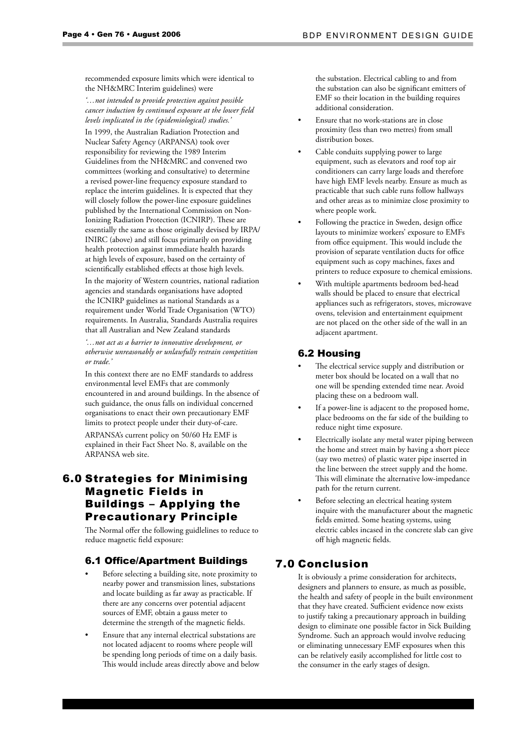recommended exposure limits which were identical to the NH&MRC Interim guidelines) were

*'…not intended to provide protection against possible cancer induction by continued exposure at the lower field levels implicated in the (epidemiological) studies.'*

In 1999, the Australian Radiation Protection and Nuclear Safety Agency (ARPANSA) took over responsibility for reviewing the 1989 Interim Guidelines from the NH&MRC and convened two committees (working and consultative) to determine a revised power-line frequency exposure standard to replace the interim guidelines. It is expected that they will closely follow the power-line exposure guidelines published by the International Commission on Non-Ionizing Radiation Protection (ICNIRP). These are essentially the same as those originally devised by IRPA/INIRC (above) and still focus primarily on providing health protection against immediate health hazards at high levels of exposure, based on the certainty of scientifically established effects at those high levels.

In the majority of Western countries, national radiation agencies and standards organisations have adopted the ICNIRP guidelines as national Standards as a requirement under World Trade Organisation (WTO) requirements. In Australia, Standards Australia requires that all Australian and New Zealand standards

*'…not act as a barrier to innovative development, or otherwise unreasonably or unlawfully restrain competition or trade.'*

In this context there are no EMF standards to address environmental level EMFs that are commonly encountered in and around buildings. In the absence of such guidance, the onus falls on individual concerned organisations to enact their own precautionary EMF limits to protect people under their duty-of-care.

ARPANSA's current policy on 50/60 Hz EMF is explained in their Fact Sheet No. 8, available on the ARPANSA web site.

# 6.0 Strategies for Minimising Magnetic Fields in Buildings – Applying the Precautionary Principle

The Normal offer the following guidlelines to reduce to reduce magnetic field exposure:

## 6.1 Office/Apartment Buildings

- Before selecting a building site, note proximity to nearby power and transmission lines, substations and locate building as far away as practicable. If there are any concerns over potential adjacent sources of EMF, obtain a gauss meter to determine the strength of the magnetic fields.
- Ensure that any internal electrical substations are not located adjacent to rooms where people will be spending long periods of time on a daily basis. This would include areas directly above and below the substation. Electrical cabling to and from the substation can also be significant emitters of EMF so their location in the building requires additional consideration.
- Ensure that no work-stations are in close proximity (less than two metres) from small distribution boxes.
- Cable conduits supplying power to large equipment, such as elevators and roof top air conditioners can carry large loads and therefore have high EMF levels nearby. Ensure as much as practicable that such cable runs follow hallways and other areas as to minimize close proximity to where people work.
- Following the practice in Sweden, design office layouts to minimize workers' exposure to EMFs from office equipment. This would include the provision of separate ventilation ducts for office equipment such as copy machines, faxes and printers to reduce exposure to chemical emissions.
- With multiple apartments bedroom bed-head walls should be placed to ensure that electrical appliances such as refrigerators, stoves, microwave ovens, television and entertainment equipment are not placed on the other side of the wall in an adjacent apartment.

## 6.2 Housing

- The electrical service supply and distribution or meter box should be located on a wall that no one will be spending extended time near. Avoid placing these on a bedroom wall.
- If a power-line is adjacent to the proposed home, place bedrooms on the far side of the building to reduce night time exposure.
- Electrically isolate any metal water piping between the home and street main by having a short piece (say two metres) of plastic water pipe inserted in the line between the street supply and the home. This will eliminate the alternative low-impedance path for the return current.
- Before selecting an electrical heating system inquire with the manufacturer about the magnetic fields emitted. Some heating systems, using electric cables incased in the concrete slab can give off high magnetic fields.

# 7.0 Conclusion

It is obviously a prime consideration for architects, designers and planners to ensure, as much as possible, the health and safety of people in the built environment that they have created. Sufficient evidence now exists to justify taking a precautionary approach in building design to eliminate one possible factor in Sick Building Syndrome. Such an approach would involve reducing or eliminating unnecessary EMF exposures when this can be relatively easily accomplished for little cost to the consumer in the early stages of design.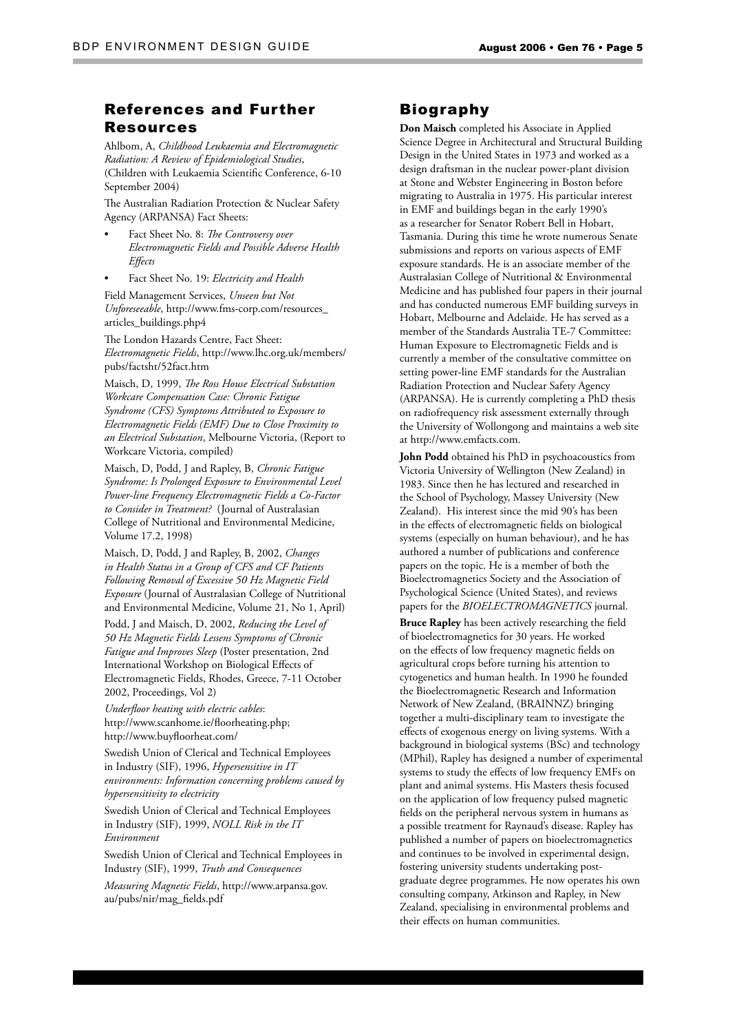## References and Further Resources

Ahlbom, A, *Childhood Leukaemia and Electromagnetic Radiation: A Review of Epidemiological Studies*, (Children with Leukaemia Scientific Conference, 6-10 September 2004)

The Australian Radiation Protection & Nuclear Safety Agency (ARPANSA) Fact Sheets:

- Fact Sheet No. 8: *The Controversy over Electromagnetic Fields and Possible Adverse Health Effects*
- Fact Sheet No. 19: *Electricity and Health*

Field Management Services, *Unseen but Not Unforeseeable*, http://www.fms-corp.com/resources_articles_buildings.php4

The London Hazards Centre, Fact Sheet: *Electromagnetic Fields*, http://www.lhc.org.uk/members/pubs/factsht/52fact.htm

Maisch, D, 1999, *The Ross House Electrical Substation Workcare Compensation Case: Chronic Fatigue Syndrome (CFS) Symptoms Attributed to Exposure to Electromagnetic Fields (EMF) Due to Close Proximity to an Electrical Substation*, Melbourne Victoria, (Report to Workcare Victoria, compiled)

Maisch, D, Podd, J and Rapley, B, *Chronic Fatigue Syndrome: Is Prolonged Exposure to Environmental Level Power-line Frequency Electromagnetic Fields a Co-Factor to Consider in Treatment?* (Journal of Australasian College of Nutritional and Environmental Medicine, Volume 17.2, 1998)

Maisch, D, Podd, J and Rapley, B, 2002, *Changes in Health Status in a Group of CFS and CF Patients Following Removal of Excessive 50 Hz Magnetic Field Exposure* (Journal of Australasian College of Nutritional and Environmental Medicine, Volume 21, No 1, April)

Podd, J and Maisch, D, 2002, *Reducing the Level of 50 Hz Magnetic Fields Lessens Symptoms of Chronic Fatigue and Improves Sleep* (Poster presentation, 2nd International Workshop on Biological Effects of Electromagnetic Fields, Rhodes, Greece, 7-11 October 2002, Proceedings, Vol 2)

*Underfloor heating with electric cables*: http://www.scanhome.ie/floorheating.php; http://www.buyfloorheat.com/

Swedish Union of Clerical and Technical Employees in Industry (SIF), 1996, *Hypersensitive in IT environments: Information concerning problems caused by hypersensitivity to electricity*

Swedish Union of Clerical and Technical Employees in Industry (SIF), 1999, *NOLL Risk in the IT Environment*

Swedish Union of Clerical and Technical Employees in Industry (SIF), 1999, *Truth and Consequences*

*Measuring Magnetic Fields*, http://www.arpansa.gov.au/pubs/nir/mag_fields.pdf

## Biography

**Don Maisch** completed his Associate in Applied Science Degree in Architectural and Structural Building Design in the United States in 1973 and worked as a design draftsman in the nuclear power-plant division at Stone and Webster Engineering in Boston before migrating to Australia in 1975. His particular interest in EMF and buildings began in the early 1990's as a researcher for Senator Robert Bell in Hobart, Tasmania. During this time he wrote numerous Senate submissions and reports on various aspects of EMF exposure standards. He is an associate member of the Australasian College of Nutritional & Environmental Medicine and has published four papers in their journal and has conducted numerous EMF building surveys in Hobart, Melbourne and Adelaide. He has served as a member of the Standards Australia TE-7 Committee: Human Exposure to Electromagnetic Fields and is currently a member of the consultative committee on setting power-line EMF standards for the Australian Radiation Protection and Nuclear Safety Agency (ARPANSA). He is currently completing a PhD thesis on radiofrequency risk assessment externally through the University of Wollongong and maintains a web site at http://www.emfacts.com.

**John Podd** obtained his PhD in psychoacoustics from Victoria University of Wellington (New Zealand) in 1983. Since then he has lectured and researched in the School of Psychology, Massey University (New Zealand). His interest since the mid 90's has been in the effects of electromagnetic fields on biological systems (especially on human behaviour), and he has authored a number of publications and conference papers on the topic. He is a member of both the Bioelectromagnetics Society and the Association of Psychological Science (United States), and reviews papers for the *BIOELECTROMAGNETICS* journal.

**Bruce Rapley** has been actively researching the field of bioelectromagnetics for 30 years. He worked on the effects of low frequency magnetic fields on agricultural crops before turning his attention to cytogenetics and human health. In 1990 he founded the Bioelectromagnetic Research and Information Network of New Zealand, (BRAINNZ) bringing together a multi-disciplinary team to investigate the effects of exogenous energy on living systems. With a background in biological systems (BSc) and technology (MPhil), Rapley has designed a number of experimental systems to study the effects of low frequency EMFs on plant and animal systems. His Masters thesis focused on the application of low frequency pulsed magnetic fields on the peripheral nervous system in humans as a possible treatment for Raynaud's disease. Rapley has published a number of papers on bioelectromagnetics and continues to be involved in experimental design, fostering university students undertaking post-graduate degree programmes. He now operates his own consulting company, Atkinson and Rapley, in New Zealand, specialising in environmental problems and their effects on human communities.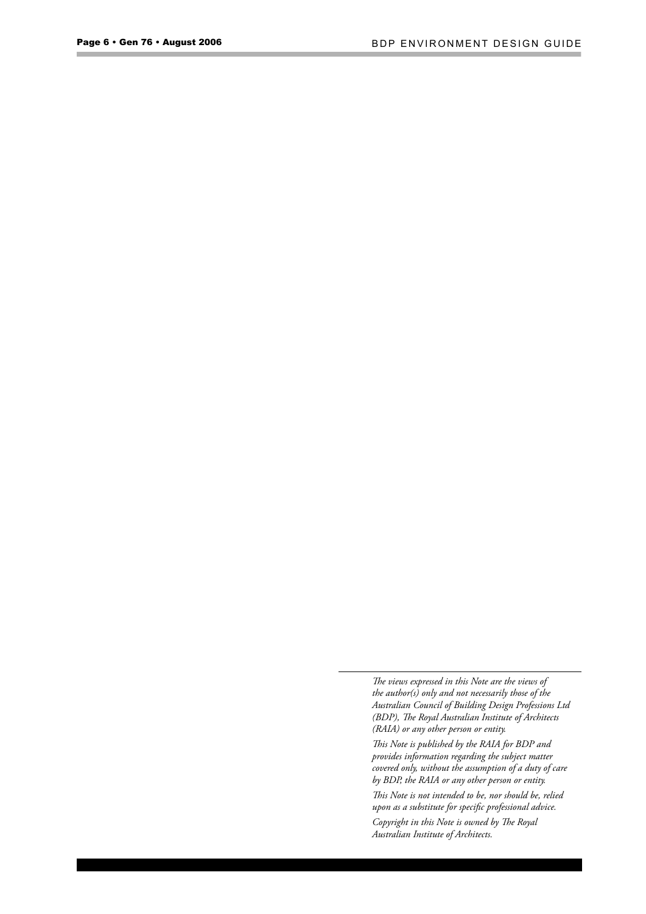*The views expressed in this Note are the views of the author(s) only and not necessarily those of the Australian Council of Building Design Professions Ltd (BDP), The Royal Australian Institute of Architects (RAIA) or any other person or entity.*

*This Note is published by the RAIA for BDP and provides information regarding the subject matter covered only, without the assumption of a duty of care by BDP, the RAIA or any other person or entity.*

*This Note is not intended to be, nor should be, relied upon as a substitute for specific professional advice.*

*Copyright in this Note is owned by The Royal Australian Institute of Architects.*